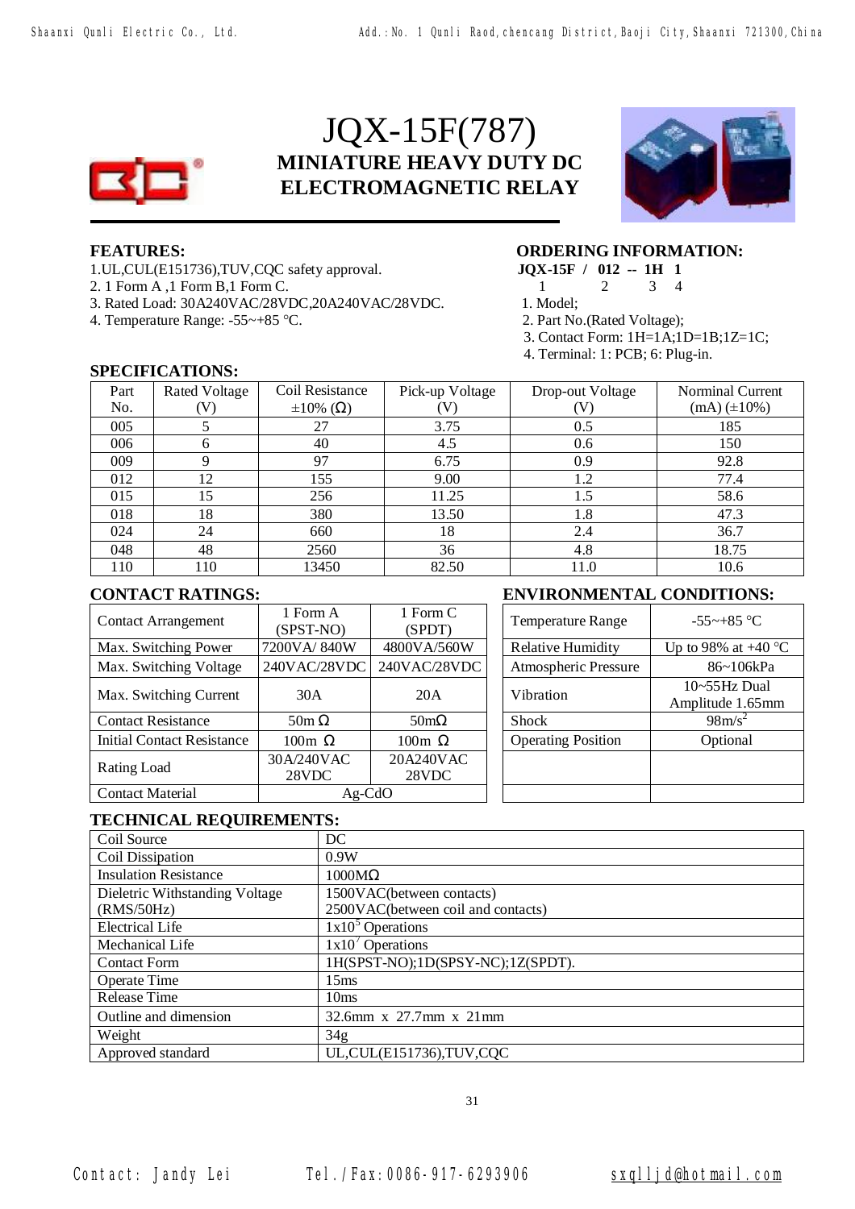# JQX-15F(787)

## MINIATURE HEAVY DUTY DC ELECTROMAGNETIC RELAY

### FEATURES:

1. UL,CUL(E151736),TUV,CQC safety approval.
2. 1 Form A ,1 Form B,1 Form C.
3. Rated Load: 30A240VAC/28VDC,20A240VAC/28VDC.
4. Temperature Range: -55~+85 °C.

### ORDERING INFORMATION:

**JQX-15F / 012 -- 1H 1**

1 2 3 4

1. Model;
2. Part No.(Rated Voltage);
3. Contact Form: 1H=1A;1D=1B;1Z=1C;
4. Terminal: 1: PCB; 6: Plug-in.

### SPECIFICATIONS:

| Part No. | Rated Voltage (V) | Coil Resistance ±10% (Ω) | Pick-up Voltage (V) | Drop-out Voltage (V) | Norminal Current (mA) (±10%) |
|---|---|---|---|---|---|
| 005 | 5 | 27 | 3.75 | 0.5 | 185 |
| 006 | 6 | 40 | 4.5 | 0.6 | 150 |
| 009 | 9 | 97 | 6.75 | 0.9 | 92.8 |
| 012 | 12 | 155 | 9.00 | 1.2 | 77.4 |
| 015 | 15 | 256 | 11.25 | 1.5 | 58.6 |
| 018 | 18 | 380 | 13.50 | 1.8 | 47.3 |
| 024 | 24 | 660 | 18 | 2.4 | 36.7 |
| 048 | 48 | 2560 | 36 | 4.8 | 18.75 |
| 110 | 110 | 13450 | 82.50 | 11.0 | 10.6 |

### CONTACT RATINGS:

| Contact Arrangement | 1 Form A (SPST-NO) | 1 Form C (SPDT) |
|---|---|---|
| Max. Switching Power | 7200VA/ 840W | 4800VA/560W |
| Max. Switching Voltage | 240VAC/28VDC | 240VAC/28VDC |
| Max. Switching Current | 30A | 20A |
| Contact Resistance | 50m Ω | 50mΩ |
| Initial Contact Resistance | 100m Ω | 100m Ω |
| Rating Load | 30A/240VAC 28VDC | 20A240VAC 28VDC |
| Contact Material | Ag-CdO | |

### ENVIRONMENTAL CONDITIONS:

| Temperature Range | -55~+85 °C |
|---|---|
| Relative Humidity | Up to 98% at +40 °C |
| Atmospheric Pressure | 86~106kPa |
| Vibration | 10~55Hz Dual Amplitude 1.65mm |
| Shock | $98m/s^2$ |
| Operating Position | Optional |

### TECHNICAL REQUIREMENTS:

| Coil Source | DC |
|---|---|
| Coil Dissipation | 0.9W |
| Insulation Resistance | 1000MΩ |
| Dieletric Withstanding Voltage (RMS/50Hz) | 1500VAC(between contacts) 2500VAC(between coil and contacts) |
| Electrical Life | $1x10^5$ Operations |
| Mechanical Life | $1x10^7$ Operations |
| Contact Form | 1H(SPST-NO);1D(SPSY-NC);1Z(SPDT). |
| Operate Time | 15ms |
| Release Time | 10ms |
| Outline and dimension | 32.6mm x 27.7mm x 21mm |
| Weight | 34g |
| Approved standard | UL,CUL(E151736),TUV,CQC |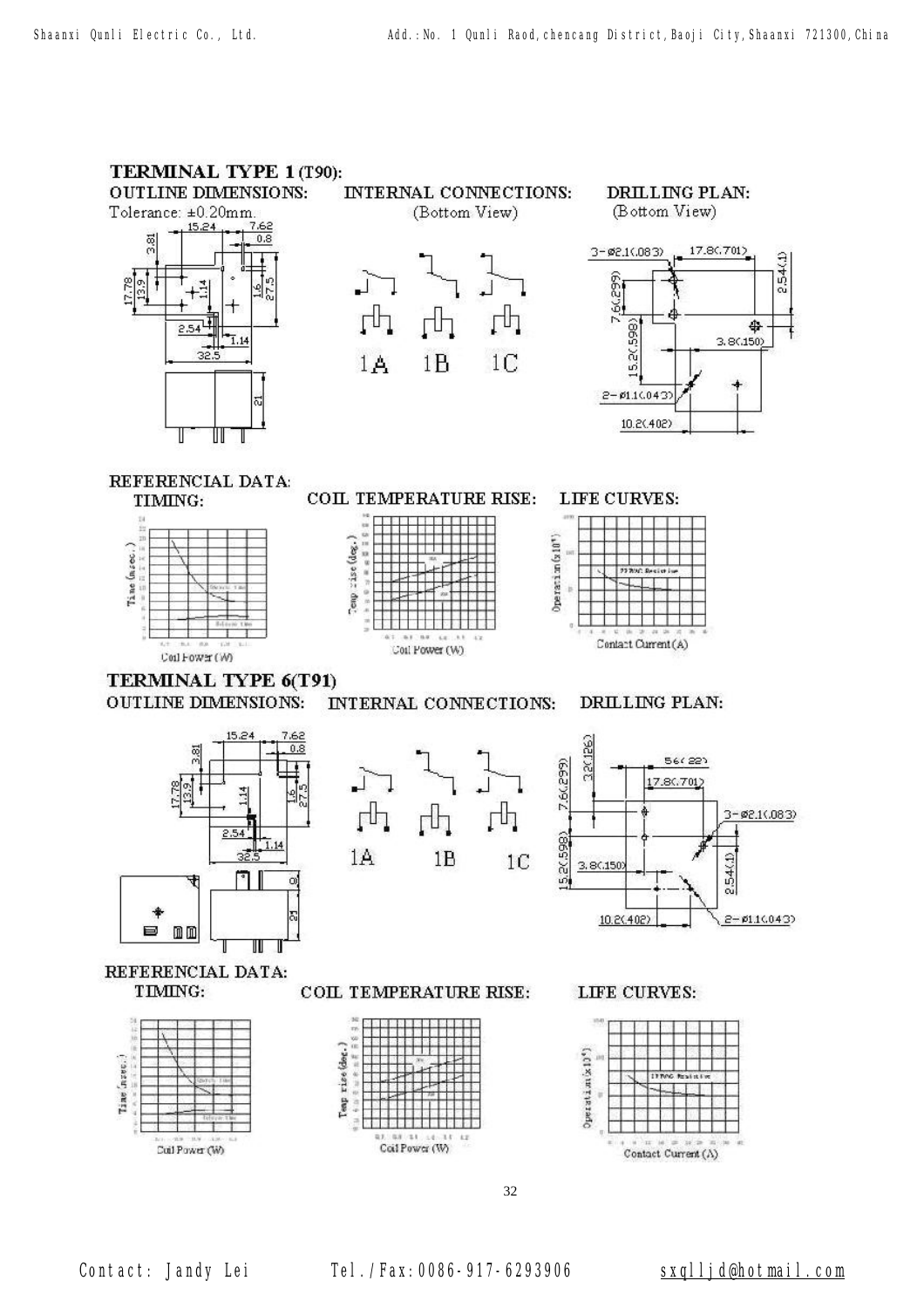## TERMINAL TYPE 1 (T90):

**OUTLINE DIMENSIONS:**

Tolerance: ±0.20mm.

15.24
7.62
0.8
3.81
17.78
13.9
1.14
1.6
27.5
2.54
1.14
32.5
21

**INTERNAL CONNECTIONS:**
(Bottom View)

1A 1B 1C

**DRILLING PLAN:**
(Bottom View)

3-ø2.1(.083)
17.8(.701)
2.54(.1)
7.6(.299)
15.2(.598)
3.8(.150)
2-ø1.1(.043)
10.2(.402)

**REFERENCIAL DATA:**

**TIMING:**

Time (msec.)
Coil Power (W)

**COIL TEMPERATURE RISE:**

Temp rise (deg.)
Coil Power (W)

**LIFE CURVES:**

Operation (x10⁴)
Contact Current (A)

## TERMINAL TYPE 6(T91)

**OUTLINE DIMENSIONS:**

15.24
7.62
0.8
3.81
17.78
13.9
1.14
1.6
27.5
2.54
1.14
32.5
21

**INTERNAL CONNECTIONS:**

1A 1B 1C

**DRILLING PLAN:**

7.6(.299)
3.2(.126)
5.6(.22)
17.8(.701)
3-ø2.1(.083)
15.2(.598)
3.8(.150)
2.54(.1)
10.2(.402)
2-ø1.1(.043)

**REFERENCIAL DATA:**

**TIMING:**

Time (msec.)
Coil Power (W)

**COIL TEMPERATURE RISE:**

Temp rise (deg.)
Coil Power (W)

**LIFE CURVES:**

Operation (x10⁴)
Contact Current (A)

Contact: Jandy Lei Tel./Fax:0086-917-6293906 sxqlljd@hotmail.com